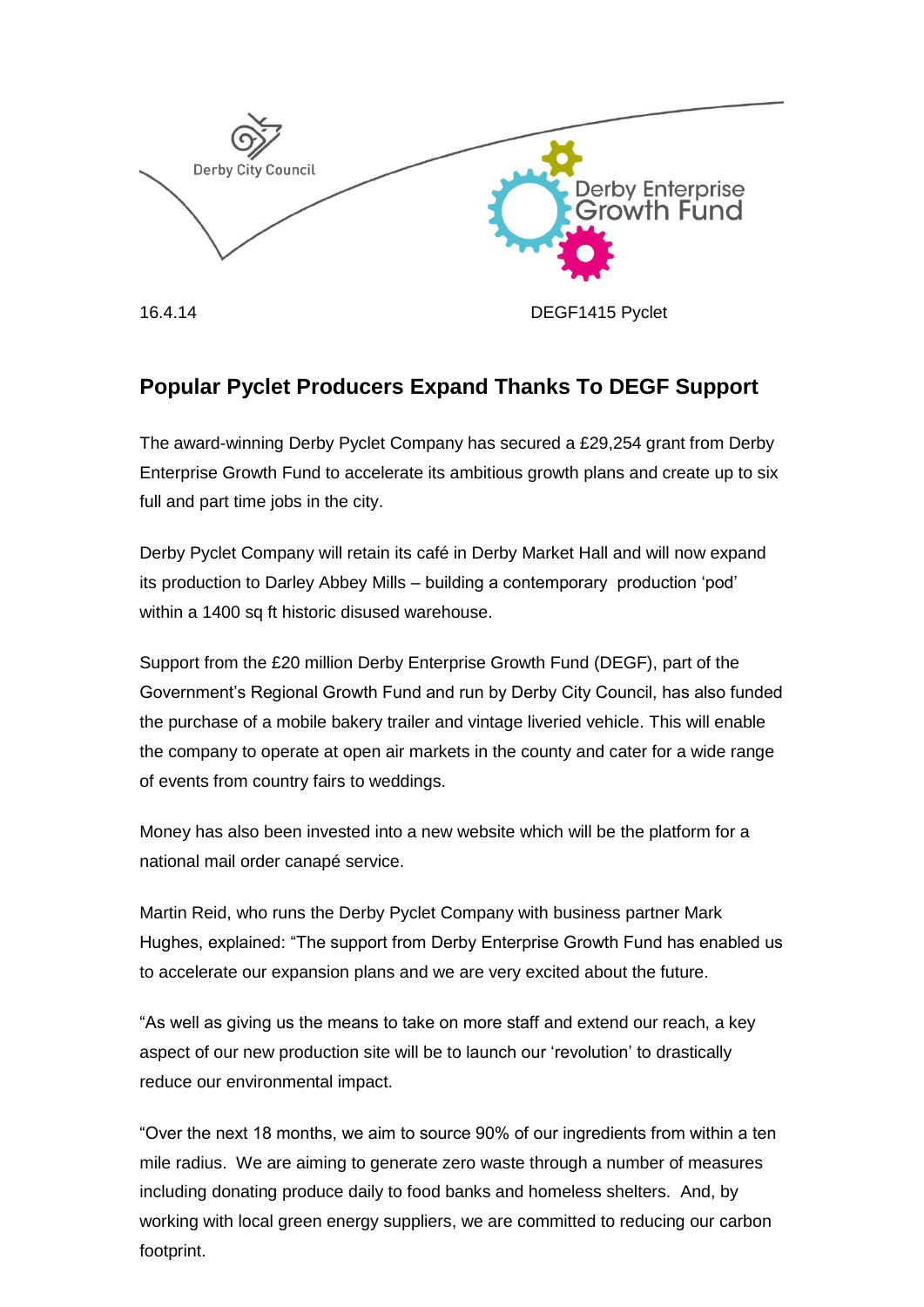Derby City Council

Derby Enterprise Growth Fund

16.4.14 DEGF1415 Pyclet

## Popular Pyclet Producers Expand Thanks To DEGF Support

The award-winning Derby Pyclet Company has secured a £29,254 grant from Derby Enterprise Growth Fund to accelerate its ambitious growth plans and create up to six full and part time jobs in the city.

Derby Pyclet Company will retain its café in Derby Market Hall and will now expand its production to Darley Abbey Mills – building a contemporary production 'pod' within a 1400 sq ft historic disused warehouse.

Support from the £20 million Derby Enterprise Growth Fund (DEGF), part of the Government's Regional Growth Fund and run by Derby City Council, has also funded the purchase of a mobile bakery trailer and vintage liveried vehicle. This will enable the company to operate at open air markets in the county and cater for a wide range of events from country fairs to weddings.

Money has also been invested into a new website which will be the platform for a national mail order canapé service.

Martin Reid, who runs the Derby Pyclet Company with business partner Mark Hughes, explained: "The support from Derby Enterprise Growth Fund has enabled us to accelerate our expansion plans and we are very excited about the future.

"As well as giving us the means to take on more staff and extend our reach, a key aspect of our new production site will be to launch our 'revolution' to drastically reduce our environmental impact.

"Over the next 18 months, we aim to source 90% of our ingredients from within a ten mile radius. We are aiming to generate zero waste through a number of measures including donating produce daily to food banks and homeless shelters. And, by working with local green energy suppliers, we are committed to reducing our carbon footprint.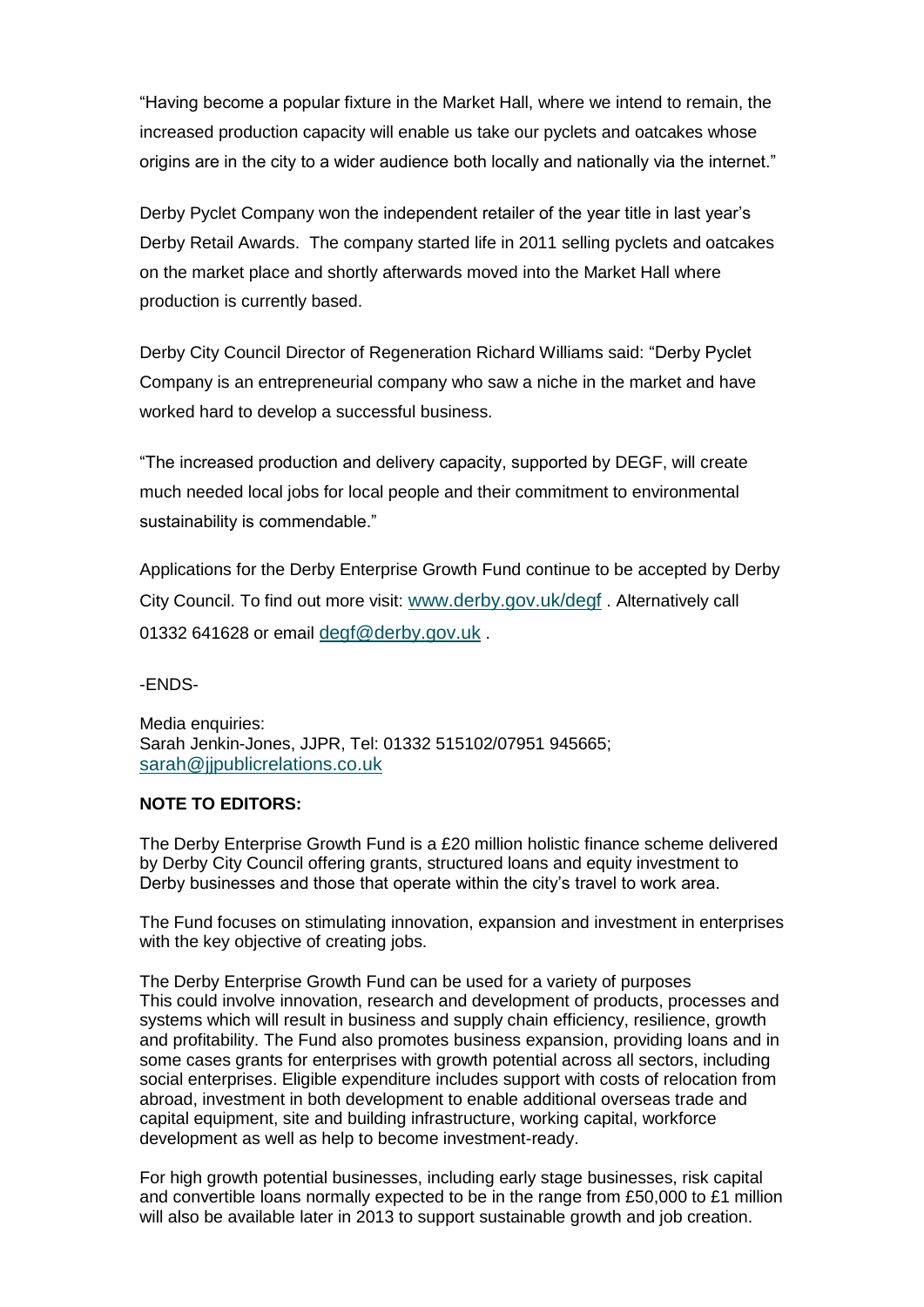“Having become a popular fixture in the Market Hall, where we intend to remain, the increased production capacity will enable us take our pyclets and oatcakes whose origins are in the city to a wider audience both locally and nationally via the internet.”

Derby Pyclet Company won the independent retailer of the year title in last year’s Derby Retail Awards. The company started life in 2011 selling pyclets and oatcakes on the market place and shortly afterwards moved into the Market Hall where production is currently based.

Derby City Council Director of Regeneration Richard Williams said: “Derby Pyclet Company is an entrepreneurial company who saw a niche in the market and have worked hard to develop a successful business.

“The increased production and delivery capacity, supported by DEGF, will create much needed local jobs for local people and their commitment to environmental sustainability is commendable.”

Applications for the Derby Enterprise Growth Fund continue to be accepted by Derby City Council. To find out more visit: www.derby.gov.uk/degf . Alternatively call 01332 641628 or email degf@derby.gov.uk .

-ENDS-

Media enquiries:
Sarah Jenkin-Jones, JJPR, Tel: 01332 515102/07951 945665;
sarah@jjpublicrelations.co.uk

**NOTE TO EDITORS:**

The Derby Enterprise Growth Fund is a £20 million holistic finance scheme delivered by Derby City Council offering grants, structured loans and equity investment to Derby businesses and those that operate within the city’s travel to work area.

The Fund focuses on stimulating innovation, expansion and investment in enterprises with the key objective of creating jobs.

The Derby Enterprise Growth Fund can be used for a variety of purposes
This could involve innovation, research and development of products, processes and systems which will result in business and supply chain efficiency, resilience, growth and profitability. The Fund also promotes business expansion, providing loans and in some cases grants for enterprises with growth potential across all sectors, including social enterprises. Eligible expenditure includes support with costs of relocation from abroad, investment in both development to enable additional overseas trade and capital equipment, site and building infrastructure, working capital, workforce development as well as help to become investment-ready.

For high growth potential businesses, including early stage businesses, risk capital and convertible loans normally expected to be in the range from £50,000 to £1 million will also be available later in 2013 to support sustainable growth and job creation.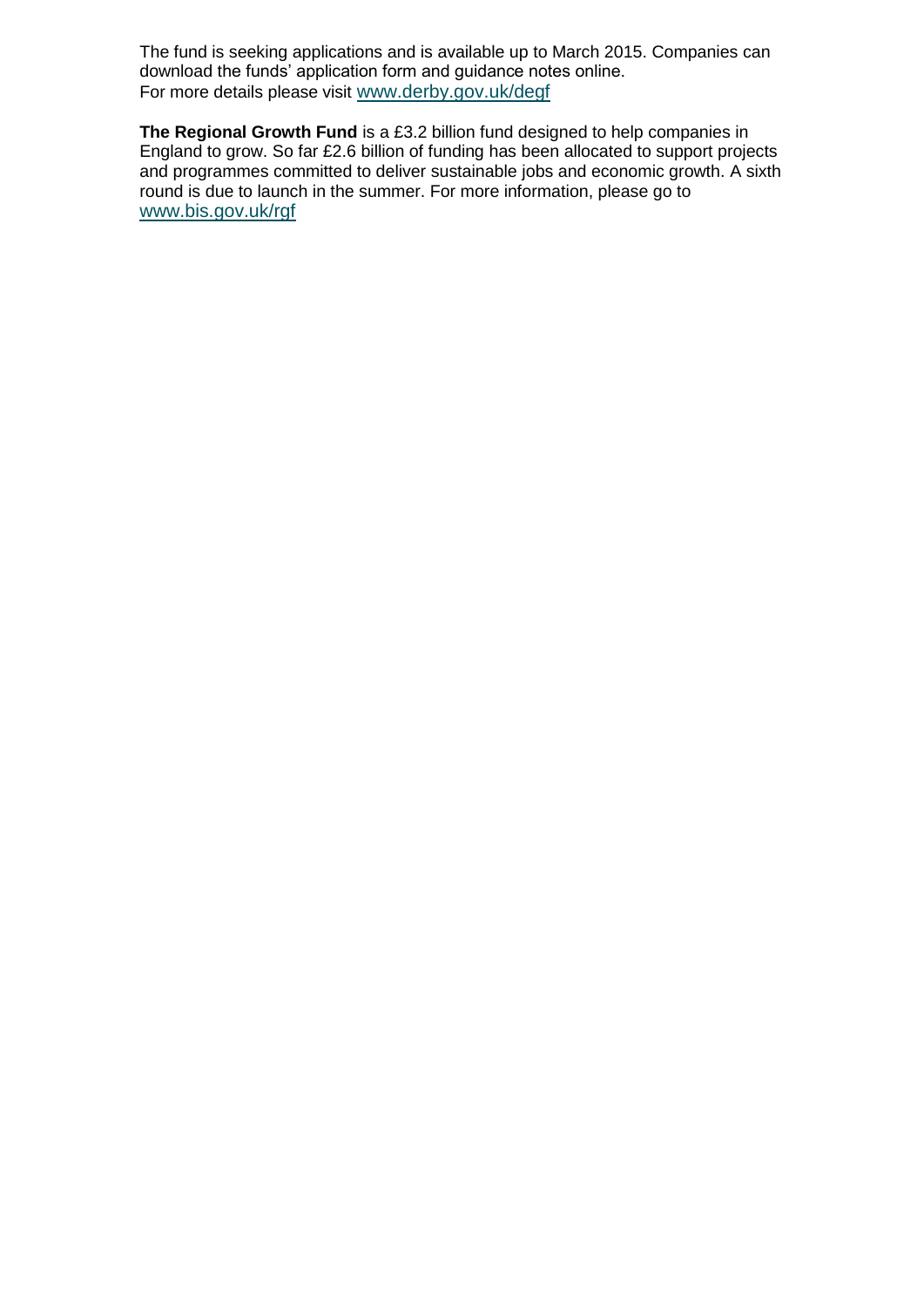The fund is seeking applications and is available up to March 2015. Companies can download the funds' application form and guidance notes online.
For more details please visit www.derby.gov.uk/degf

**The Regional Growth Fund** is a £3.2 billion fund designed to help companies in England to grow. So far £2.6 billion of funding has been allocated to support projects and programmes committed to deliver sustainable jobs and economic growth. A sixth round is due to launch in the summer. For more information, please go to www.bis.gov.uk/rgf